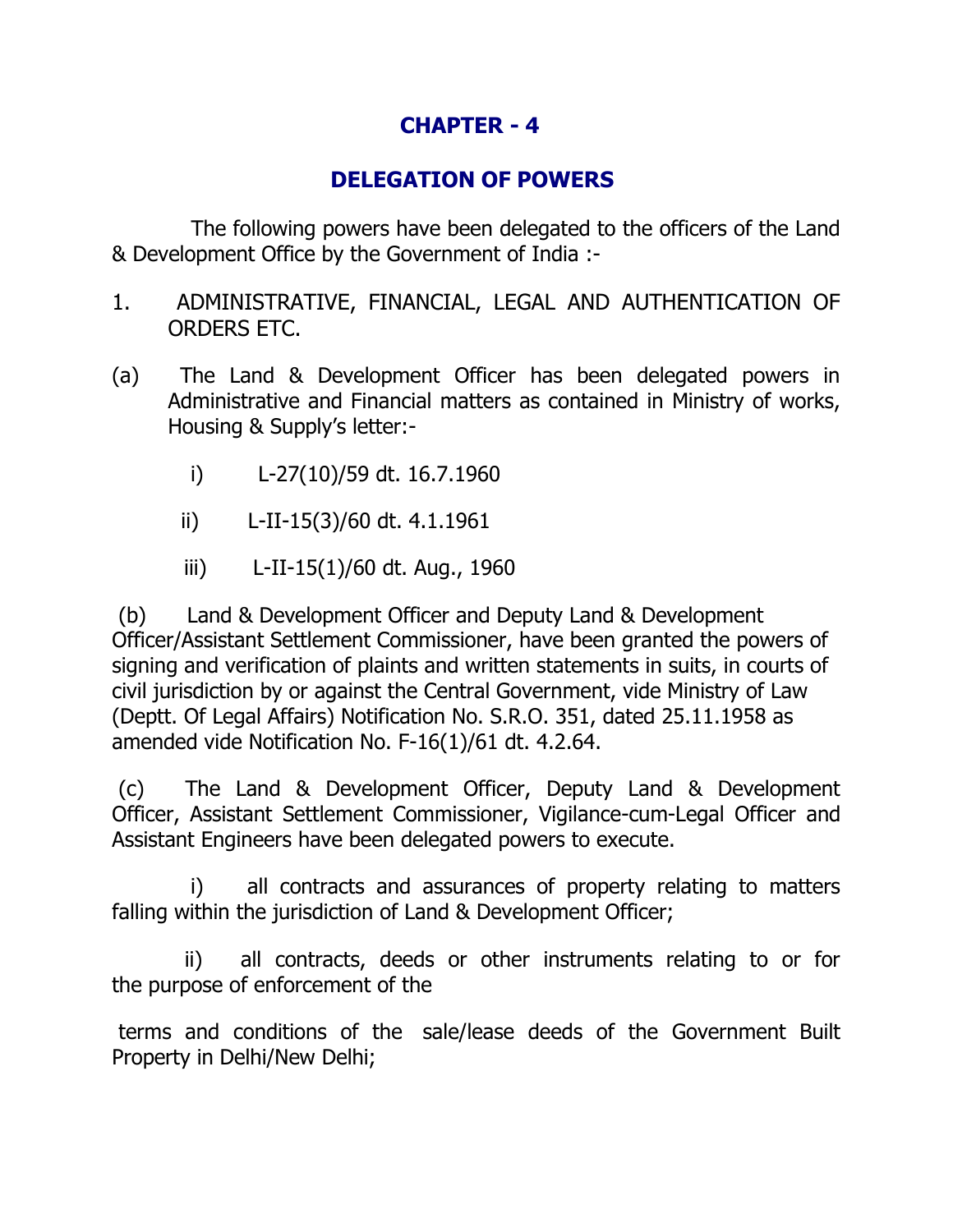# CHAPTER - 4

## DELEGATION OF POWERS

The following powers have been delegated to the officers of the Land & Development Office by the Government of India :-

1. ADMINISTRATIVE, FINANCIAL, LEGAL AND AUTHENTICATION OF ORDERS ETC.

(a) The Land & Development Officer has been delegated powers in Administrative and Financial matters as contained in Ministry of works, Housing & Supply's letter:-

   i) L-27(10)/59 dt. 16.7.1960

   ii) L-II-15(3)/60 dt. 4.1.1961

   iii) L-II-15(1)/60 dt. Aug., 1960

(b) Land & Development Officer and Deputy Land & Development Officer/Assistant Settlement Commissioner, have been granted the powers of signing and verification of plaints and written statements in suits, in courts of civil jurisdiction by or against the Central Government, vide Ministry of Law (Deptt. Of Legal Affairs) Notification No. S.R.O. 351, dated 25.11.1958 as amended vide Notification No. F-16(1)/61 dt. 4.2.64.

(c) The Land & Development Officer, Deputy Land & Development Officer, Assistant Settlement Commissioner, Vigilance-cum-Legal Officer and Assistant Engineers have been delegated powers to execute.

   i) all contracts and assurances of property relating to matters falling within the jurisdiction of Land & Development Officer;

   ii) all contracts, deeds or other instruments relating to or for the purpose of enforcement of the

terms and conditions of the sale/lease deeds of the Government Built Property in Delhi/New Delhi;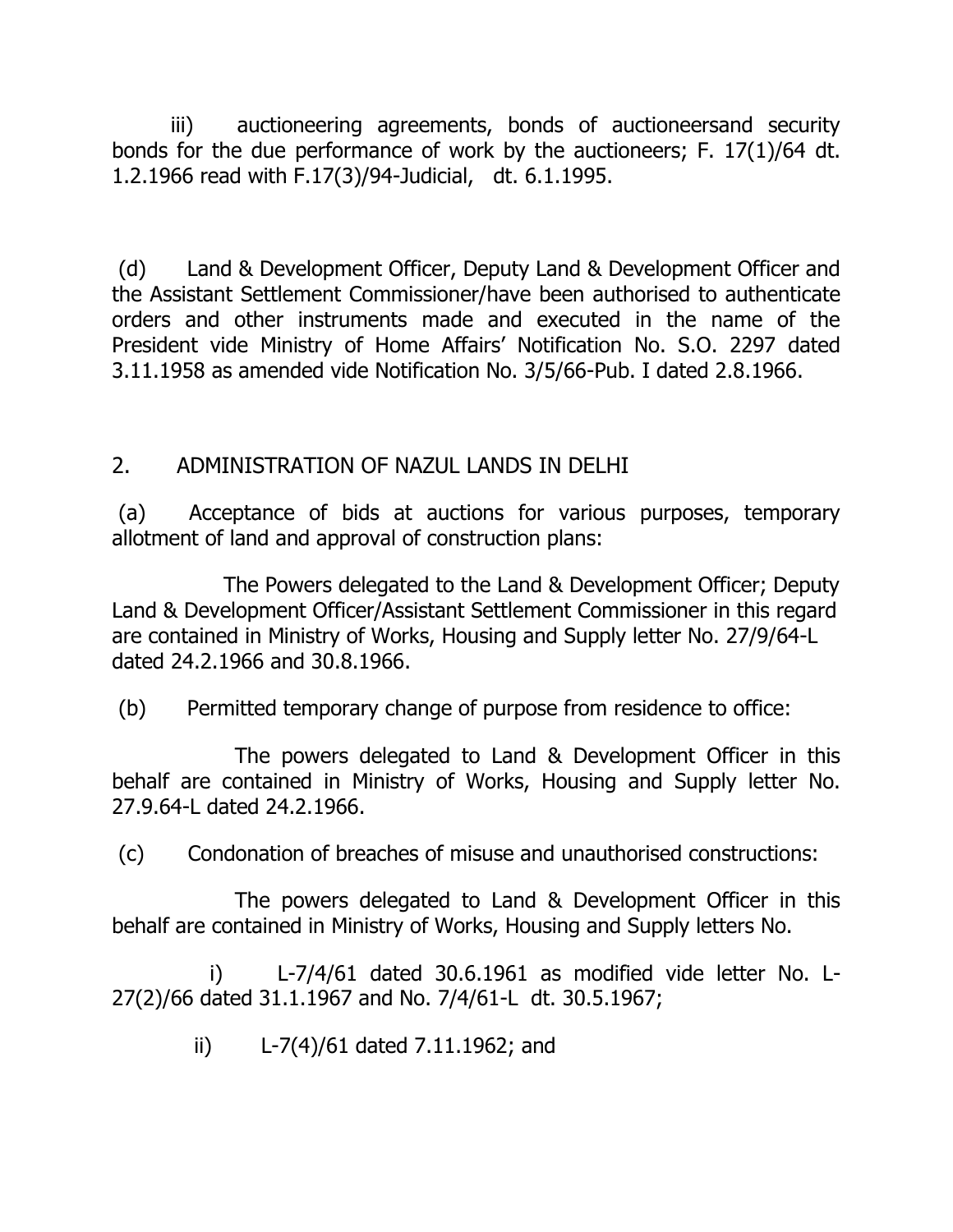iii) auctioneering agreements, bonds of auctioneersand security bonds for the due performance of work by the auctioneers; F. 17(1)/64 dt. 1.2.1966 read with F.17(3)/94-Judicial, dt. 6.1.1995.

(d) Land & Development Officer, Deputy Land & Development Officer and the Assistant Settlement Commissioner/have been authorised to authenticate orders and other instruments made and executed in the name of the President vide Ministry of Home Affairs' Notification No. S.O. 2297 dated 3.11.1958 as amended vide Notification No. 3/5/66-Pub. I dated 2.8.1966.

## 2. ADMINISTRATION OF NAZUL LANDS IN DELHI

(a) Acceptance of bids at auctions for various purposes, temporary allotment of land and approval of construction plans:

The Powers delegated to the Land & Development Officer; Deputy Land & Development Officer/Assistant Settlement Commissioner in this regard are contained in Ministry of Works, Housing and Supply letter No. 27/9/64-L dated 24.2.1966 and 30.8.1966.

(b) Permitted temporary change of purpose from residence to office:

The powers delegated to Land & Development Officer in this behalf are contained in Ministry of Works, Housing and Supply letter No. 27.9.64-L dated 24.2.1966.

(c) Condonation of breaches of misuse and unauthorised constructions:

The powers delegated to Land & Development Officer in this behalf are contained in Ministry of Works, Housing and Supply letters No.

i) L-7/4/61 dated 30.6.1961 as modified vide letter No. L-27(2)/66 dated 31.1.1967 and No. 7/4/61-L dt. 30.5.1967;

ii) L-7(4)/61 dated 7.11.1962; and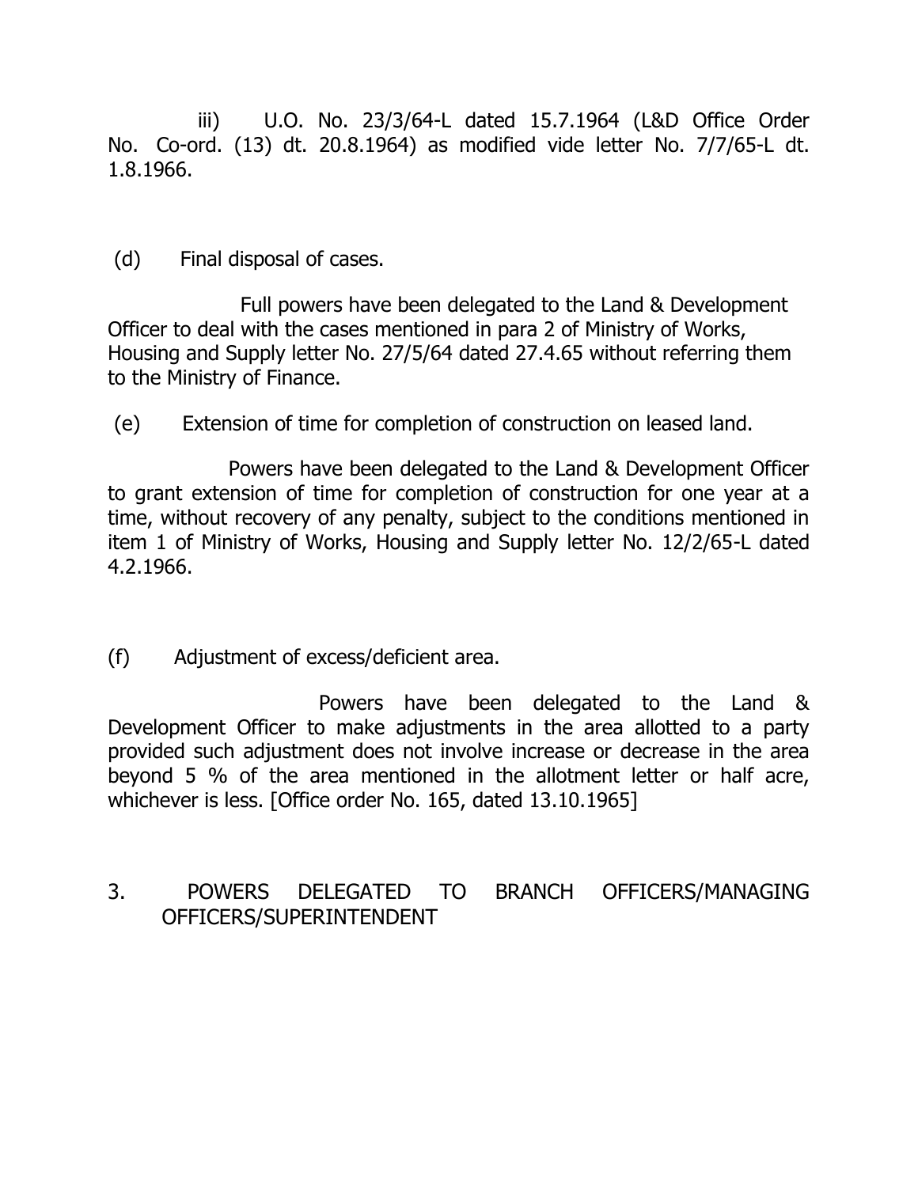iii) U.O. No. 23/3/64-L dated 15.7.1964 (L&D Office Order No. Co-ord. (13) dt. 20.8.1964) as modified vide letter No. 7/7/65-L dt. 1.8.1966.

(d) Final disposal of cases.

Full powers have been delegated to the Land & Development Officer to deal with the cases mentioned in para 2 of Ministry of Works, Housing and Supply letter No. 27/5/64 dated 27.4.65 without referring them to the Ministry of Finance.

(e) Extension of time for completion of construction on leased land.

Powers have been delegated to the Land & Development Officer to grant extension of time for completion of construction for one year at a time, without recovery of any penalty, subject to the conditions mentioned in item 1 of Ministry of Works, Housing and Supply letter No. 12/2/65-L dated 4.2.1966.

(f) Adjustment of excess/deficient area.

Powers have been delegated to the Land & Development Officer to make adjustments in the area allotted to a party provided such adjustment does not involve increase or decrease in the area beyond 5 % of the area mentioned in the allotment letter or half acre, whichever is less. [Office order No. 165, dated 13.10.1965]

## 3. POWERS DELEGATED TO BRANCH OFFICERS/MANAGING OFFICERS/SUPERINTENDENT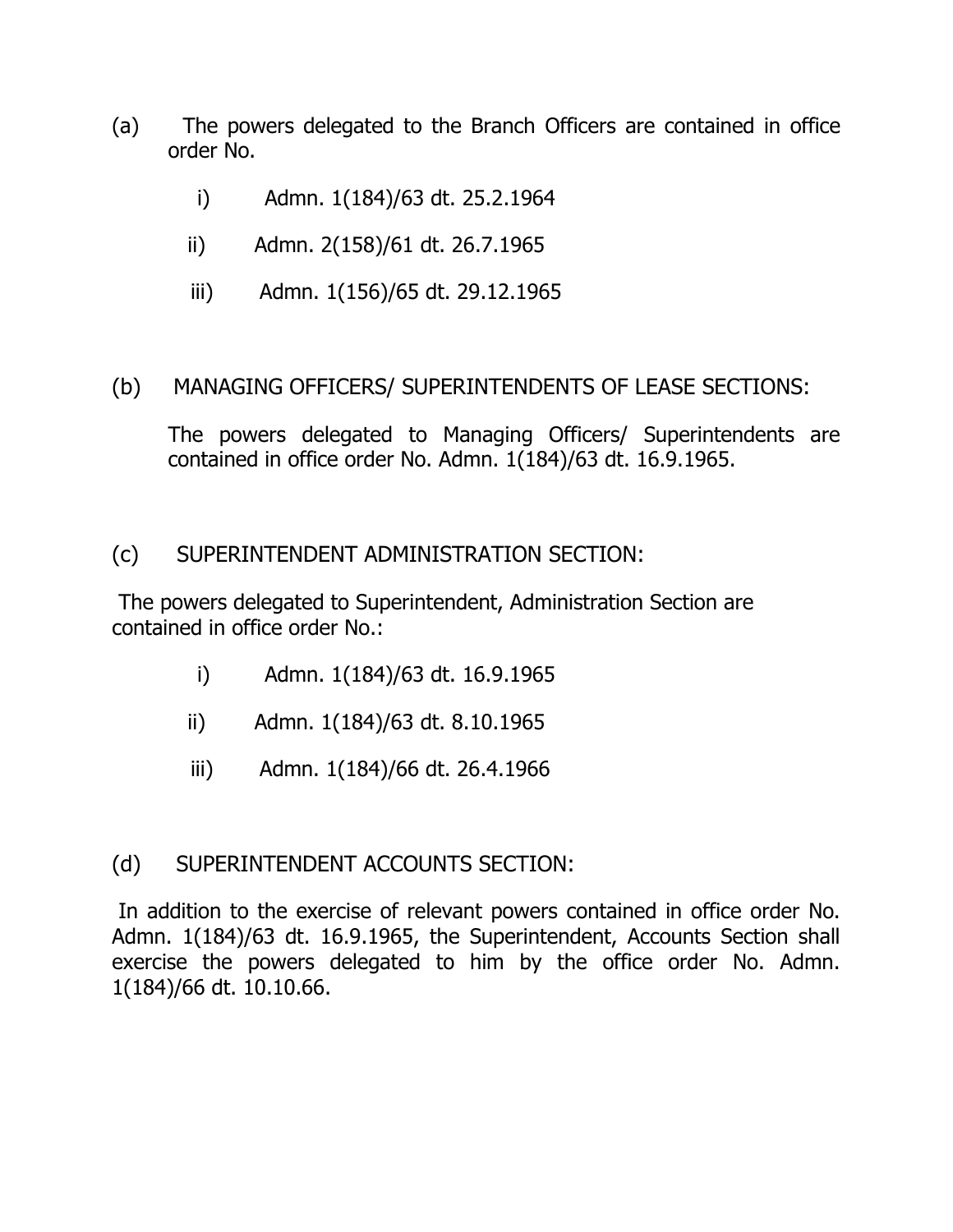(a) The powers delegated to the Branch Officers are contained in office order No.

i) Admn. 1(184)/63 dt. 25.2.1964

ii) Admn. 2(158)/61 dt. 26.7.1965

iii) Admn. 1(156)/65 dt. 29.12.1965

(b) MANAGING OFFICERS/ SUPERINTENDENTS OF LEASE SECTIONS:

The powers delegated to Managing Officers/ Superintendents are contained in office order No. Admn. 1(184)/63 dt. 16.9.1965.

(c) SUPERINTENDENT ADMINISTRATION SECTION:

The powers delegated to Superintendent, Administration Section are contained in office order No.:

i) Admn. 1(184)/63 dt. 16.9.1965

ii) Admn. 1(184)/63 dt. 8.10.1965

iii) Admn. 1(184)/66 dt. 26.4.1966

(d) SUPERINTENDENT ACCOUNTS SECTION:

In addition to the exercise of relevant powers contained in office order No. Admn. 1(184)/63 dt. 16.9.1965, the Superintendent, Accounts Section shall exercise the powers delegated to him by the office order No. Admn. 1(184)/66 dt. 10.10.66.